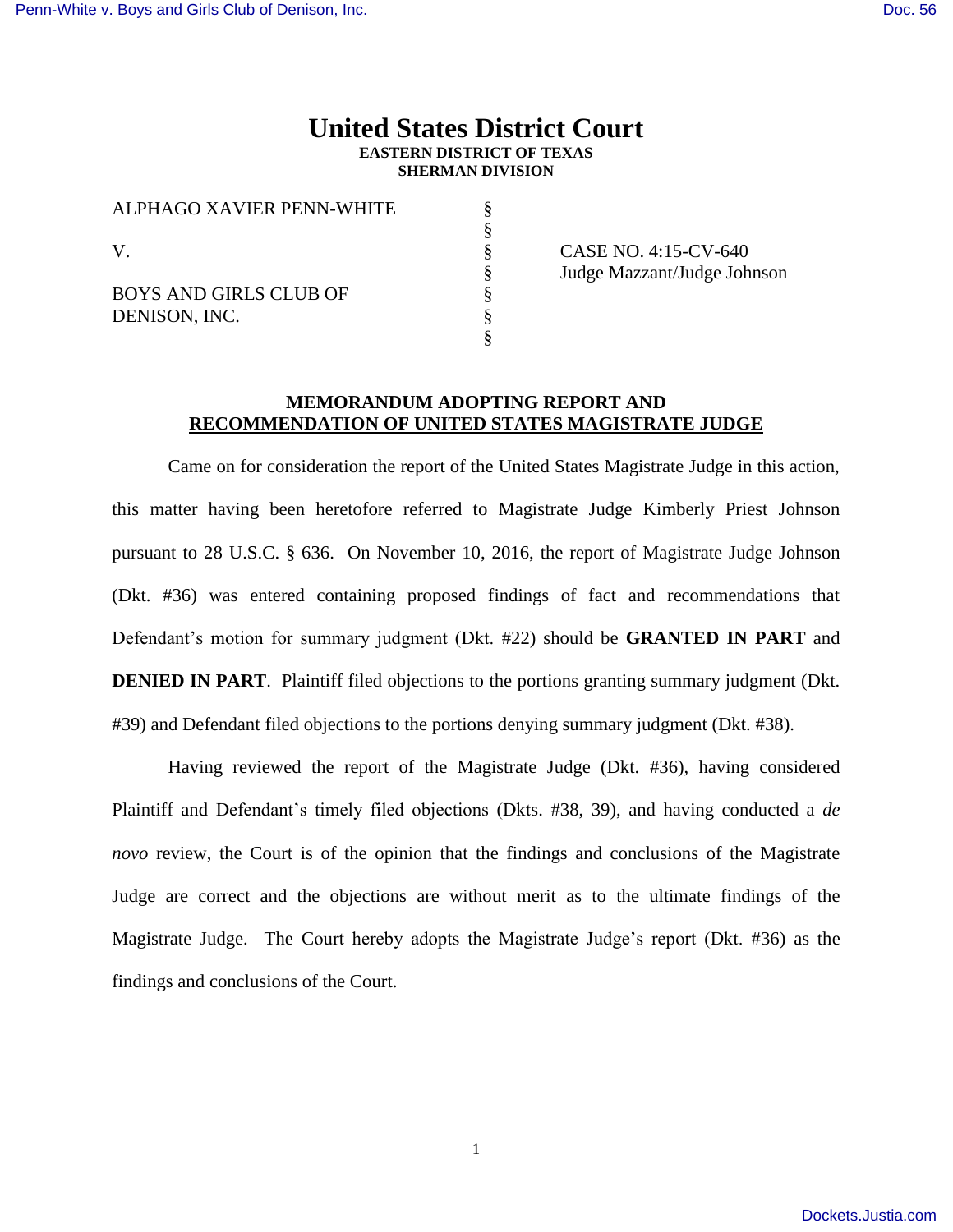# United States District Court
**EASTERN DISTRICT OF TEXAS**
**SHERMAN DIVISION**

| | | |
|---|---|---|
| ALPHAGO XAVIER PENN-WHITE | § | |
| | § | |
| V. | § | CASE NO. 4:15-CV-640 |
| | § | Judge Mazzant/Judge Johnson |
| BOYS AND GIRLS CLUB OF DENISON, INC. | § | |
| | § | |
| | § | |

**MEMORANDUM ADOPTING REPORT AND RECOMMENDATION OF UNITED STATES MAGISTRATE JUDGE**

Came on for consideration the report of the United States Magistrate Judge in this action, this matter having been heretofore referred to Magistrate Judge Kimberly Priest Johnson pursuant to 28 U.S.C. § 636. On November 10, 2016, the report of Magistrate Judge Johnson (Dkt. #36) was entered containing proposed findings of fact and recommendations that Defendant's motion for summary judgment (Dkt. #22) should be **GRANTED IN PART** and **DENIED IN PART**. Plaintiff filed objections to the portions granting summary judgment (Dkt. #39) and Defendant filed objections to the portions denying summary judgment (Dkt. #38).

Having reviewed the report of the Magistrate Judge (Dkt. #36), having considered Plaintiff and Defendant's timely filed objections (Dkts. #38, 39), and having conducted a *de novo* review, the Court is of the opinion that the findings and conclusions of the Magistrate Judge are correct and the objections are without merit as to the ultimate findings of the Magistrate Judge. The Court hereby adopts the Magistrate Judge's report (Dkt. #36) as the findings and conclusions of the Court.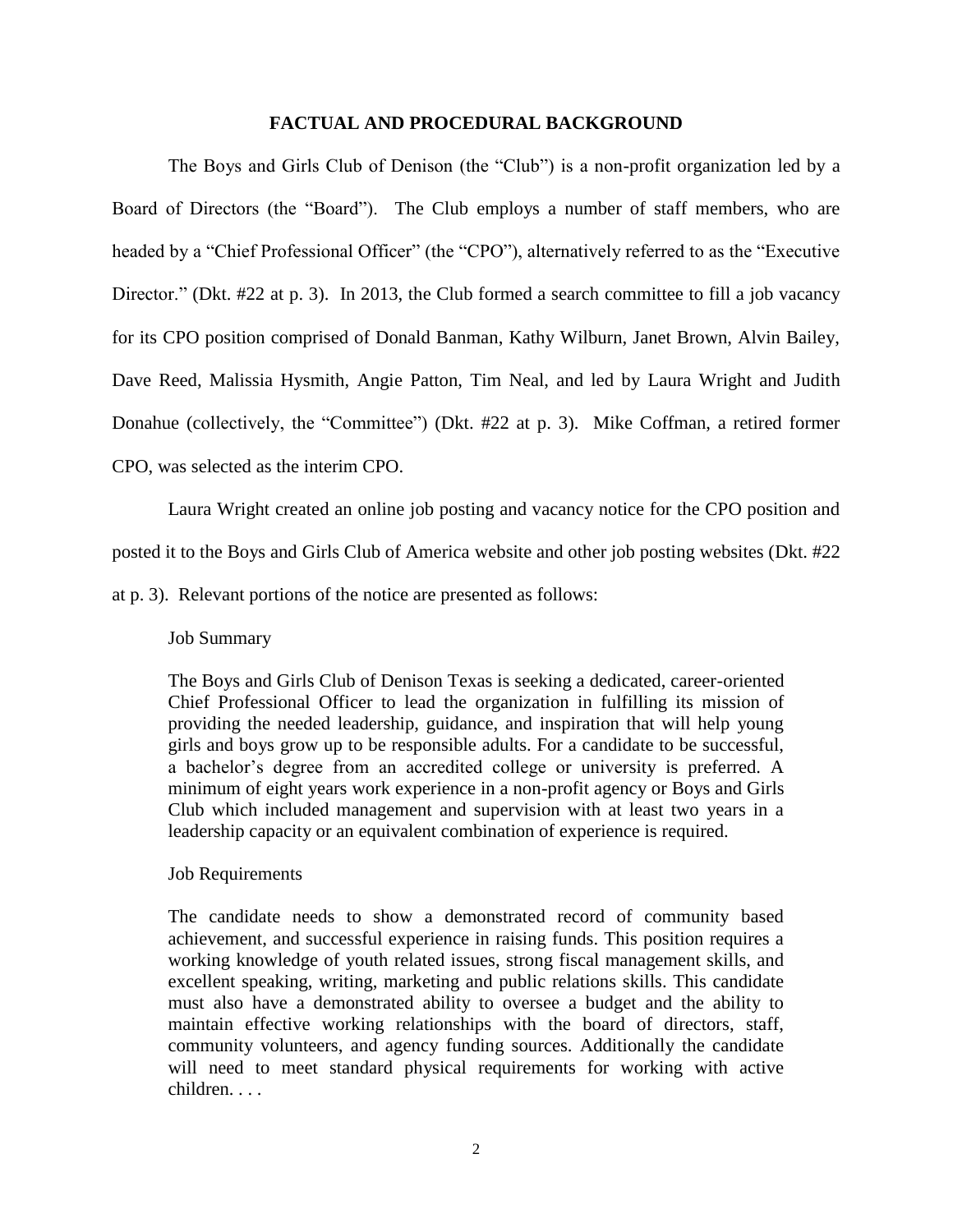## FACTUAL AND PROCEDURAL BACKGROUND

The Boys and Girls Club of Denison (the "Club") is a non-profit organization led by a Board of Directors (the "Board"). The Club employs a number of staff members, who are headed by a "Chief Professional Officer" (the "CPO"), alternatively referred to as the "Executive Director." (Dkt. #22 at p. 3). In 2013, the Club formed a search committee to fill a job vacancy for its CPO position comprised of Donald Banman, Kathy Wilburn, Janet Brown, Alvin Bailey, Dave Reed, Malissia Hysmith, Angie Patton, Tim Neal, and led by Laura Wright and Judith Donahue (collectively, the "Committee") (Dkt. #22 at p. 3). Mike Coffman, a retired former CPO, was selected as the interim CPO.

Laura Wright created an online job posting and vacancy notice for the CPO position and posted it to the Boys and Girls Club of America website and other job posting websites (Dkt. #22 at p. 3). Relevant portions of the notice are presented as follows:

> Job Summary
>
> The Boys and Girls Club of Denison Texas is seeking a dedicated, career-oriented Chief Professional Officer to lead the organization in fulfilling its mission of providing the needed leadership, guidance, and inspiration that will help young girls and boys grow up to be responsible adults. For a candidate to be successful, a bachelor's degree from an accredited college or university is preferred. A minimum of eight years work experience in a non-profit agency or Boys and Girls Club which included management and supervision with at least two years in a leadership capacity or an equivalent combination of experience is required.
>
> Job Requirements
>
> The candidate needs to show a demonstrated record of community based achievement, and successful experience in raising funds. This position requires a working knowledge of youth related issues, strong fiscal management skills, and excellent speaking, writing, marketing and public relations skills. This candidate must also have a demonstrated ability to oversee a budget and the ability to maintain effective working relationships with the board of directors, staff, community volunteers, and agency funding sources. Additionally the candidate will need to meet standard physical requirements for working with active children. . . .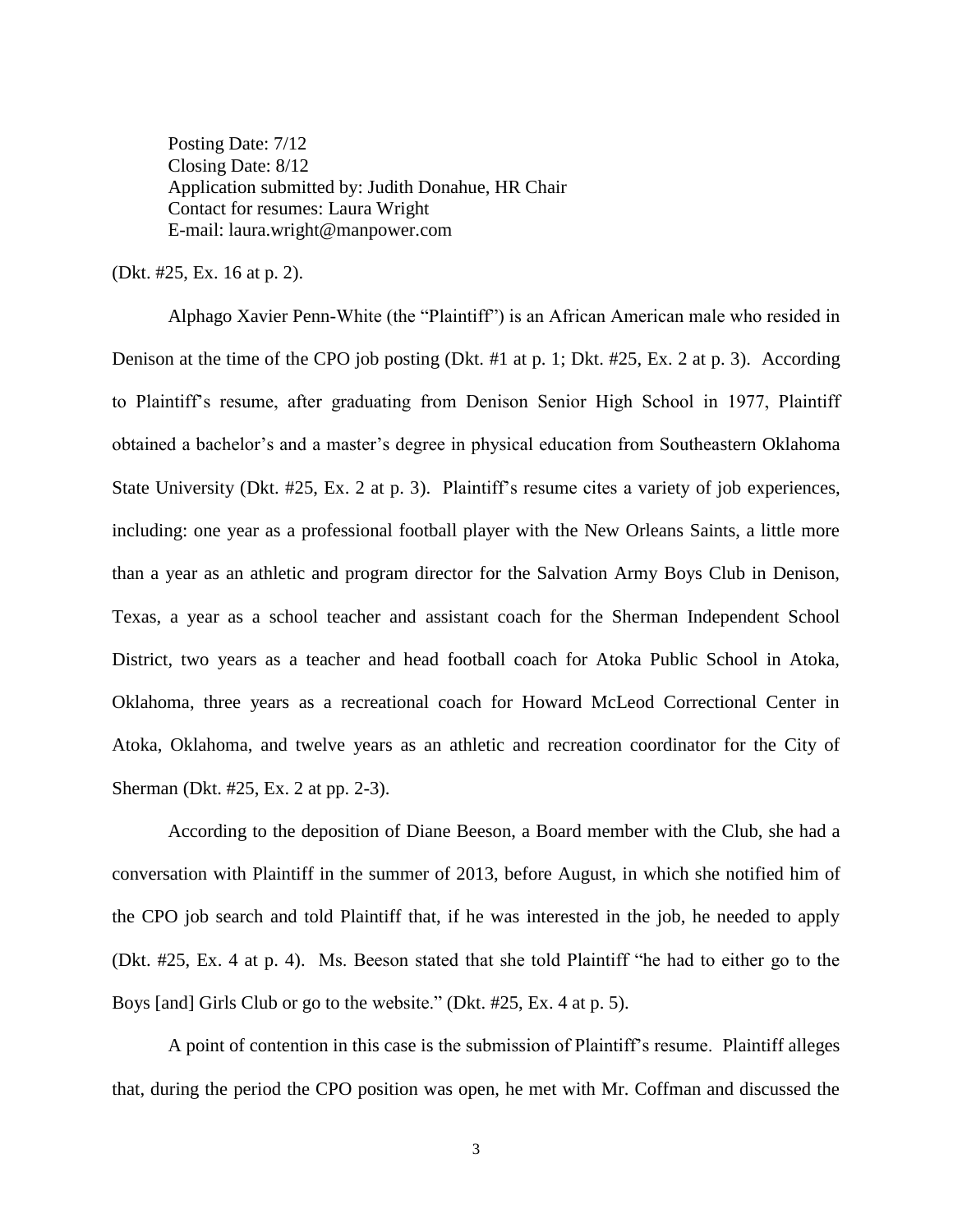Posting Date: 7/12
Closing Date: 8/12
Application submitted by: Judith Donahue, HR Chair
Contact for resumes: Laura Wright
E-mail: laura.wright@manpower.com

(Dkt. #25, Ex. 16 at p. 2).

Alphago Xavier Penn-White (the "Plaintiff") is an African American male who resided in Denison at the time of the CPO job posting (Dkt. #1 at p. 1; Dkt. #25, Ex. 2 at p. 3). According to Plaintiff's resume, after graduating from Denison Senior High School in 1977, Plaintiff obtained a bachelor's and a master's degree in physical education from Southeastern Oklahoma State University (Dkt. #25, Ex. 2 at p. 3). Plaintiff's resume cites a variety of job experiences, including: one year as a professional football player with the New Orleans Saints, a little more than a year as an athletic and program director for the Salvation Army Boys Club in Denison, Texas, a year as a school teacher and assistant coach for the Sherman Independent School District, two years as a teacher and head football coach for Atoka Public School in Atoka, Oklahoma, three years as a recreational coach for Howard McLeod Correctional Center in Atoka, Oklahoma, and twelve years as an athletic and recreation coordinator for the City of Sherman (Dkt. #25, Ex. 2 at pp. 2-3).

According to the deposition of Diane Beeson, a Board member with the Club, she had a conversation with Plaintiff in the summer of 2013, before August, in which she notified him of the CPO job search and told Plaintiff that, if he was interested in the job, he needed to apply (Dkt. #25, Ex. 4 at p. 4). Ms. Beeson stated that she told Plaintiff "he had to either go to the Boys [and] Girls Club or go to the website." (Dkt. #25, Ex. 4 at p. 5).

A point of contention in this case is the submission of Plaintiff's resume. Plaintiff alleges that, during the period the CPO position was open, he met with Mr. Coffman and discussed the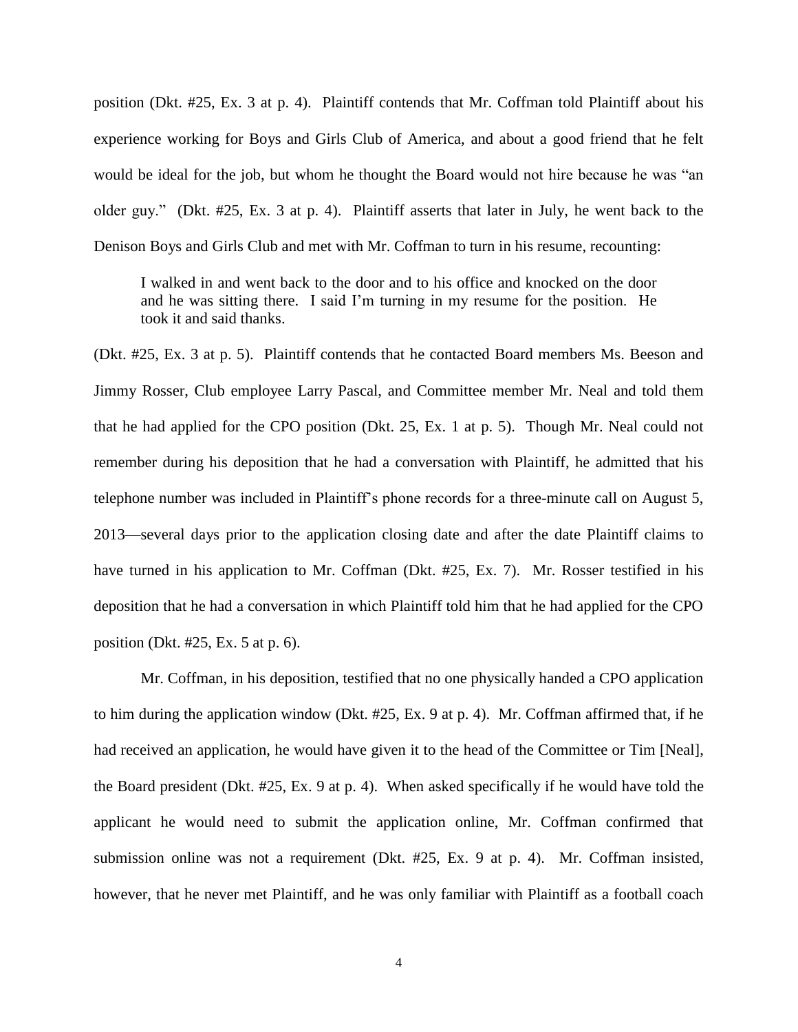position (Dkt. #25, Ex. 3 at p. 4). Plaintiff contends that Mr. Coffman told Plaintiff about his experience working for Boys and Girls Club of America, and about a good friend that he felt would be ideal for the job, but whom he thought the Board would not hire because he was "an older guy." (Dkt. #25, Ex. 3 at p. 4). Plaintiff asserts that later in July, he went back to the Denison Boys and Girls Club and met with Mr. Coffman to turn in his resume, recounting:

> I walked in and went back to the door and to his office and knocked on the door and he was sitting there. I said I'm turning in my resume for the position. He took it and said thanks.

(Dkt. #25, Ex. 3 at p. 5). Plaintiff contends that he contacted Board members Ms. Beeson and Jimmy Rosser, Club employee Larry Pascal, and Committee member Mr. Neal and told them that he had applied for the CPO position (Dkt. 25, Ex. 1 at p. 5). Though Mr. Neal could not remember during his deposition that he had a conversation with Plaintiff, he admitted that his telephone number was included in Plaintiff's phone records for a three-minute call on August 5, 2013—several days prior to the application closing date and after the date Plaintiff claims to have turned in his application to Mr. Coffman (Dkt. #25, Ex. 7). Mr. Rosser testified in his deposition that he had a conversation in which Plaintiff told him that he had applied for the CPO position (Dkt. #25, Ex. 5 at p. 6).

Mr. Coffman, in his deposition, testified that no one physically handed a CPO application to him during the application window (Dkt. #25, Ex. 9 at p. 4). Mr. Coffman affirmed that, if he had received an application, he would have given it to the head of the Committee or Tim [Neal], the Board president (Dkt. #25, Ex. 9 at p. 4). When asked specifically if he would have told the applicant he would need to submit the application online, Mr. Coffman confirmed that submission online was not a requirement (Dkt. #25, Ex. 9 at p. 4). Mr. Coffman insisted, however, that he never met Plaintiff, and he was only familiar with Plaintiff as a football coach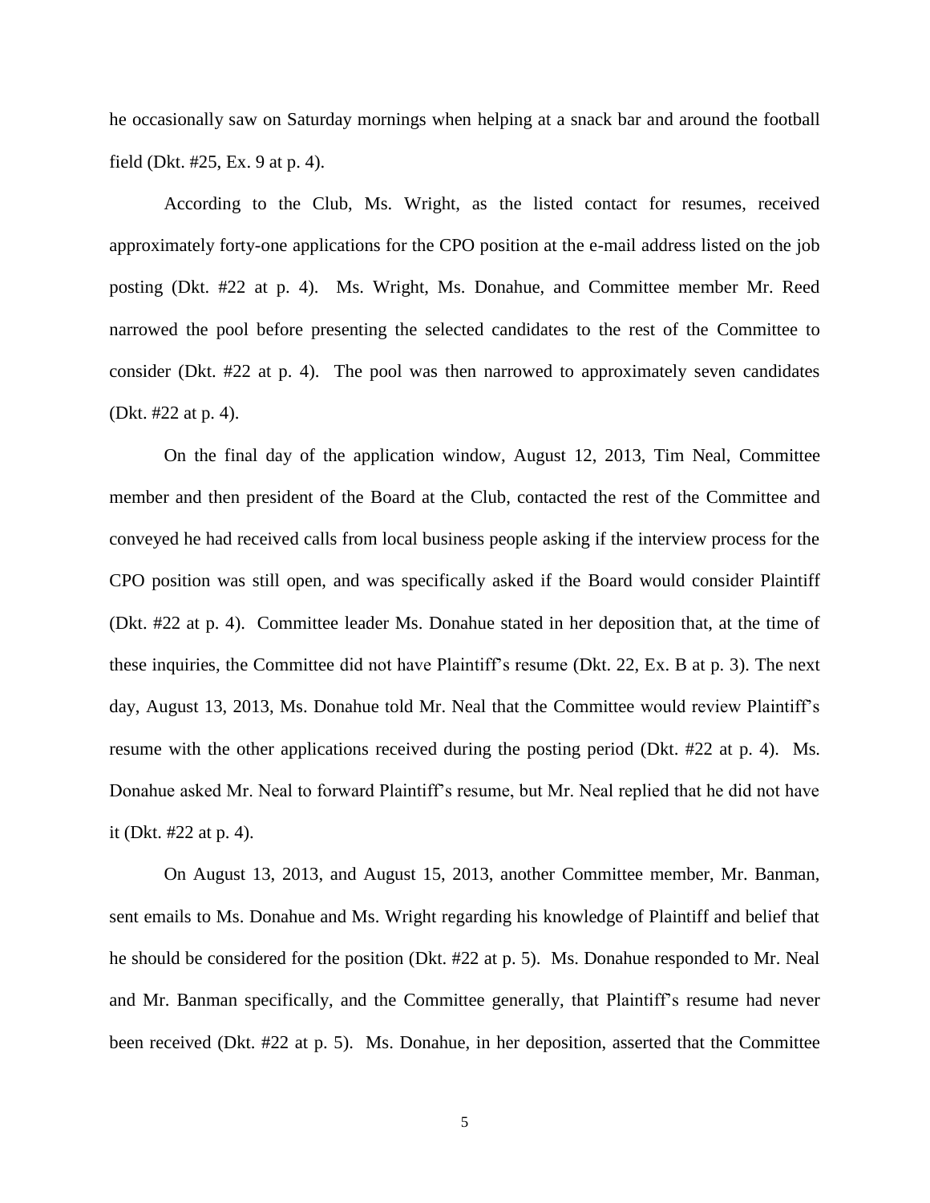he occasionally saw on Saturday mornings when helping at a snack bar and around the football field (Dkt. #25, Ex. 9 at p. 4).

According to the Club, Ms. Wright, as the listed contact for resumes, received approximately forty-one applications for the CPO position at the e-mail address listed on the job posting (Dkt. #22 at p. 4). Ms. Wright, Ms. Donahue, and Committee member Mr. Reed narrowed the pool before presenting the selected candidates to the rest of the Committee to consider (Dkt. #22 at p. 4). The pool was then narrowed to approximately seven candidates (Dkt. #22 at p. 4).

On the final day of the application window, August 12, 2013, Tim Neal, Committee member and then president of the Board at the Club, contacted the rest of the Committee and conveyed he had received calls from local business people asking if the interview process for the CPO position was still open, and was specifically asked if the Board would consider Plaintiff (Dkt. #22 at p. 4). Committee leader Ms. Donahue stated in her deposition that, at the time of these inquiries, the Committee did not have Plaintiff's resume (Dkt. 22, Ex. B at p. 3). The next day, August 13, 2013, Ms. Donahue told Mr. Neal that the Committee would review Plaintiff's resume with the other applications received during the posting period (Dkt. #22 at p. 4). Ms. Donahue asked Mr. Neal to forward Plaintiff's resume, but Mr. Neal replied that he did not have it (Dkt. #22 at p. 4).

On August 13, 2013, and August 15, 2013, another Committee member, Mr. Banman, sent emails to Ms. Donahue and Ms. Wright regarding his knowledge of Plaintiff and belief that he should be considered for the position (Dkt. #22 at p. 5). Ms. Donahue responded to Mr. Neal and Mr. Banman specifically, and the Committee generally, that Plaintiff's resume had never been received (Dkt. #22 at p. 5). Ms. Donahue, in her deposition, asserted that the Committee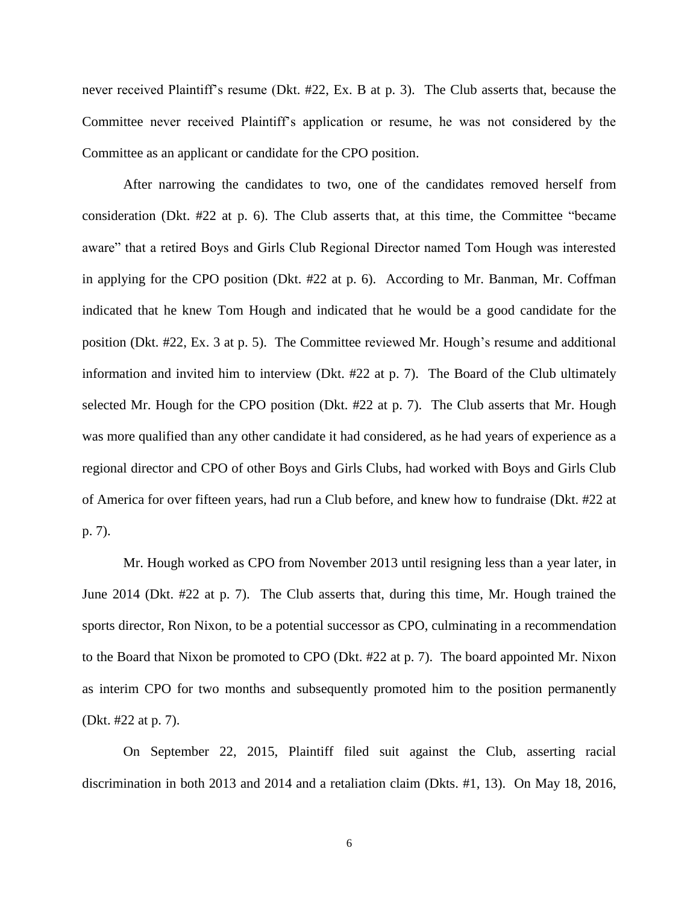never received Plaintiff's resume (Dkt. #22, Ex. B at p. 3). The Club asserts that, because the Committee never received Plaintiff's application or resume, he was not considered by the Committee as an applicant or candidate for the CPO position.

After narrowing the candidates to two, one of the candidates removed herself from consideration (Dkt. #22 at p. 6). The Club asserts that, at this time, the Committee "became aware" that a retired Boys and Girls Club Regional Director named Tom Hough was interested in applying for the CPO position (Dkt. #22 at p. 6). According to Mr. Banman, Mr. Coffman indicated that he knew Tom Hough and indicated that he would be a good candidate for the position (Dkt. #22, Ex. 3 at p. 5). The Committee reviewed Mr. Hough's resume and additional information and invited him to interview (Dkt. #22 at p. 7). The Board of the Club ultimately selected Mr. Hough for the CPO position (Dkt. #22 at p. 7). The Club asserts that Mr. Hough was more qualified than any other candidate it had considered, as he had years of experience as a regional director and CPO of other Boys and Girls Clubs, had worked with Boys and Girls Club of America for over fifteen years, had run a Club before, and knew how to fundraise (Dkt. #22 at p. 7).

Mr. Hough worked as CPO from November 2013 until resigning less than a year later, in June 2014 (Dkt. #22 at p. 7). The Club asserts that, during this time, Mr. Hough trained the sports director, Ron Nixon, to be a potential successor as CPO, culminating in a recommendation to the Board that Nixon be promoted to CPO (Dkt. #22 at p. 7). The board appointed Mr. Nixon as interim CPO for two months and subsequently promoted him to the position permanently (Dkt. #22 at p. 7).

On September 22, 2015, Plaintiff filed suit against the Club, asserting racial discrimination in both 2013 and 2014 and a retaliation claim (Dkts. #1, 13). On May 18, 2016,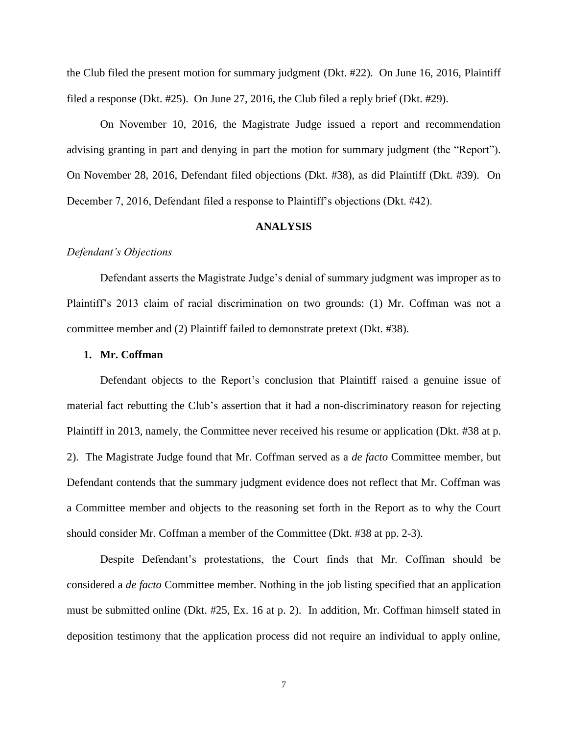the Club filed the present motion for summary judgment (Dkt. #22). On June 16, 2016, Plaintiff filed a response (Dkt. #25). On June 27, 2016, the Club filed a reply brief (Dkt. #29).

On November 10, 2016, the Magistrate Judge issued a report and recommendation advising granting in part and denying in part the motion for summary judgment (the "Report"). On November 28, 2016, Defendant filed objections (Dkt. #38), as did Plaintiff (Dkt. #39). On December 7, 2016, Defendant filed a response to Plaintiff's objections (Dkt. #42).

## ANALYSIS

*Defendant's Objections*

Defendant asserts the Magistrate Judge's denial of summary judgment was improper as to Plaintiff's 2013 claim of racial discrimination on two grounds: (1) Mr. Coffman was not a committee member and (2) Plaintiff failed to demonstrate pretext (Dkt. #38).

### 1. Mr. Coffman

Defendant objects to the Report's conclusion that Plaintiff raised a genuine issue of material fact rebutting the Club's assertion that it had a non-discriminatory reason for rejecting Plaintiff in 2013, namely, the Committee never received his resume or application (Dkt. #38 at p. 2). The Magistrate Judge found that Mr. Coffman served as a *de facto* Committee member, but Defendant contends that the summary judgment evidence does not reflect that Mr. Coffman was a Committee member and objects to the reasoning set forth in the Report as to why the Court should consider Mr. Coffman a member of the Committee (Dkt. #38 at pp. 2-3).

Despite Defendant's protestations, the Court finds that Mr. Coffman should be considered a *de facto* Committee member. Nothing in the job listing specified that an application must be submitted online (Dkt. #25, Ex. 16 at p. 2). In addition, Mr. Coffman himself stated in deposition testimony that the application process did not require an individual to apply online,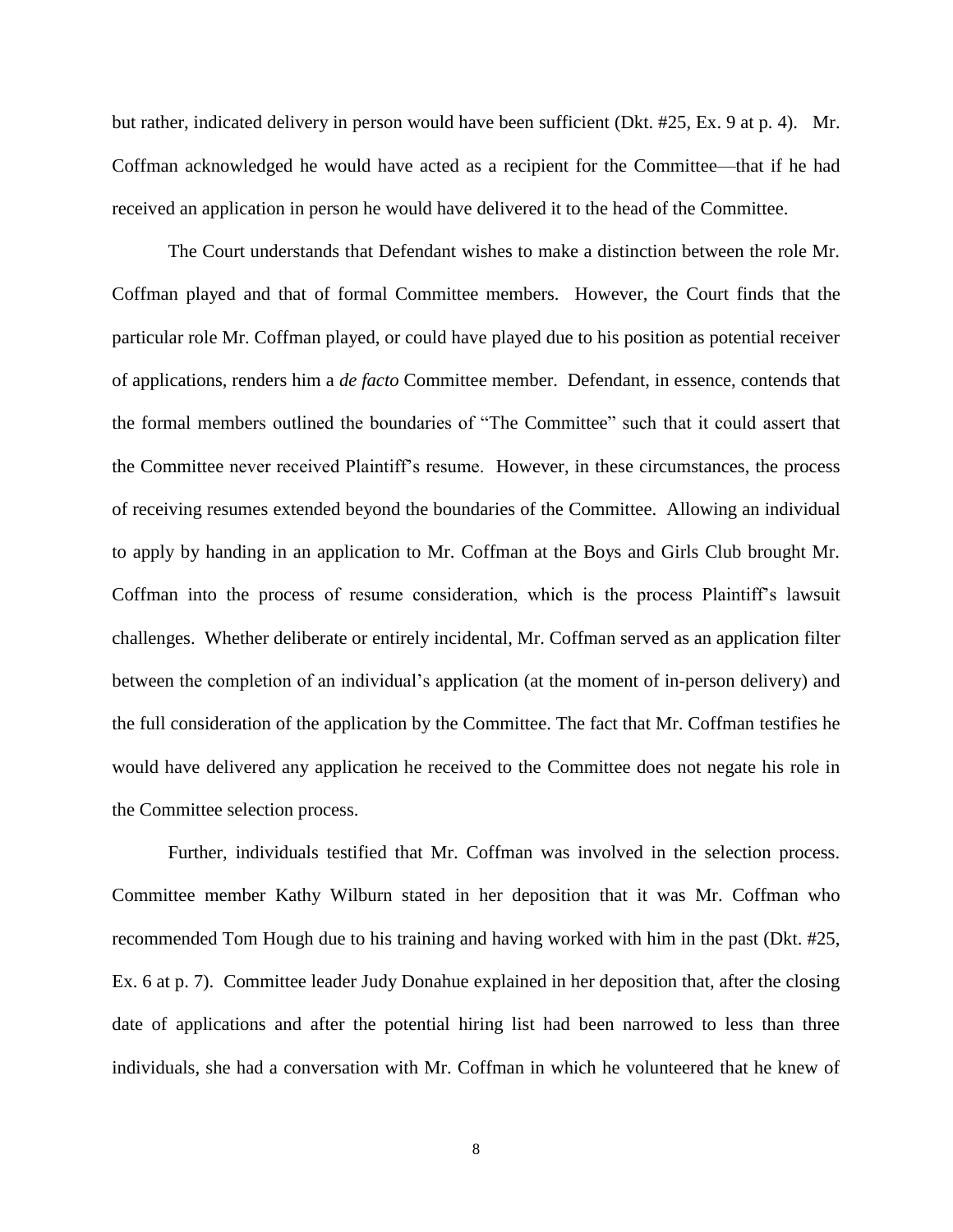but rather, indicated delivery in person would have been sufficient (Dkt. #25, Ex. 9 at p. 4). Mr. Coffman acknowledged he would have acted as a recipient for the Committee—that if he had received an application in person he would have delivered it to the head of the Committee.

The Court understands that Defendant wishes to make a distinction between the role Mr. Coffman played and that of formal Committee members. However, the Court finds that the particular role Mr. Coffman played, or could have played due to his position as potential receiver of applications, renders him a *de facto* Committee member. Defendant, in essence, contends that the formal members outlined the boundaries of "The Committee" such that it could assert that the Committee never received Plaintiff's resume. However, in these circumstances, the process of receiving resumes extended beyond the boundaries of the Committee. Allowing an individual to apply by handing in an application to Mr. Coffman at the Boys and Girls Club brought Mr. Coffman into the process of resume consideration, which is the process Plaintiff's lawsuit challenges. Whether deliberate or entirely incidental, Mr. Coffman served as an application filter between the completion of an individual's application (at the moment of in-person delivery) and the full consideration of the application by the Committee. The fact that Mr. Coffman testifies he would have delivered any application he received to the Committee does not negate his role in the Committee selection process.

Further, individuals testified that Mr. Coffman was involved in the selection process. Committee member Kathy Wilburn stated in her deposition that it was Mr. Coffman who recommended Tom Hough due to his training and having worked with him in the past (Dkt. #25, Ex. 6 at p. 7). Committee leader Judy Donahue explained in her deposition that, after the closing date of applications and after the potential hiring list had been narrowed to less than three individuals, she had a conversation with Mr. Coffman in which he volunteered that he knew of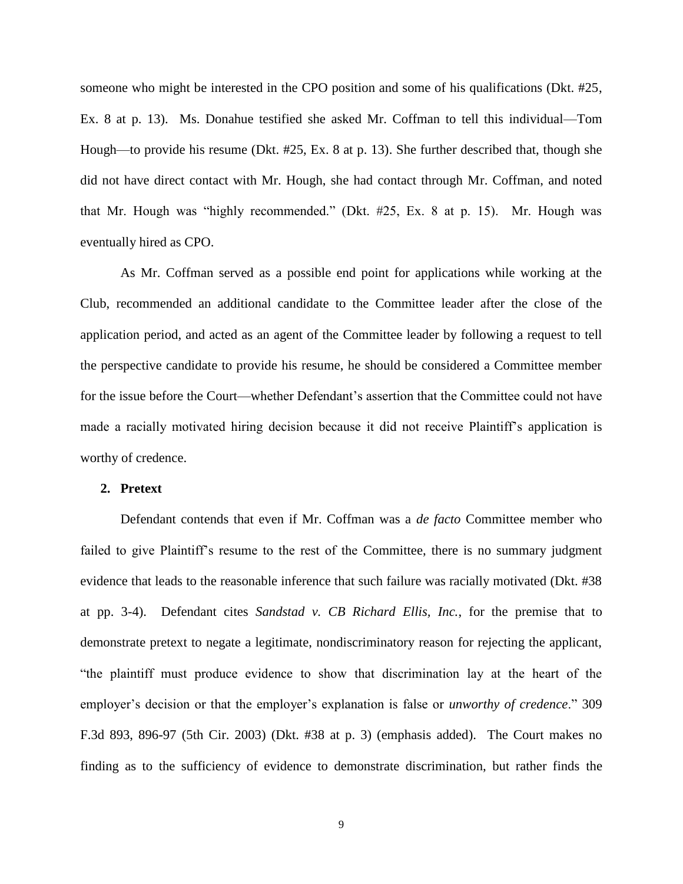someone who might be interested in the CPO position and some of his qualifications (Dkt. #25, Ex. 8 at p. 13). Ms. Donahue testified she asked Mr. Coffman to tell this individual—Tom Hough—to provide his resume (Dkt. #25, Ex. 8 at p. 13). She further described that, though she did not have direct contact with Mr. Hough, she had contact through Mr. Coffman, and noted that Mr. Hough was "highly recommended." (Dkt. #25, Ex. 8 at p. 15). Mr. Hough was eventually hired as CPO.

As Mr. Coffman served as a possible end point for applications while working at the Club, recommended an additional candidate to the Committee leader after the close of the application period, and acted as an agent of the Committee leader by following a request to tell the perspective candidate to provide his resume, he should be considered a Committee member for the issue before the Court—whether Defendant's assertion that the Committee could not have made a racially motivated hiring decision because it did not receive Plaintiff's application is worthy of credence.

**2. Pretext**

Defendant contends that even if Mr. Coffman was a *de facto* Committee member who failed to give Plaintiff's resume to the rest of the Committee, there is no summary judgment evidence that leads to the reasonable inference that such failure was racially motivated (Dkt. #38 at pp. 3-4). Defendant cites *Sandstad v. CB Richard Ellis, Inc.*, for the premise that to demonstrate pretext to negate a legitimate, nondiscriminatory reason for rejecting the applicant, "the plaintiff must produce evidence to show that discrimination lay at the heart of the employer's decision or that the employer's explanation is false or *unworthy of credence*." 309 F.3d 893, 896-97 (5th Cir. 2003) (Dkt. #38 at p. 3) (emphasis added). The Court makes no finding as to the sufficiency of evidence to demonstrate discrimination, but rather finds the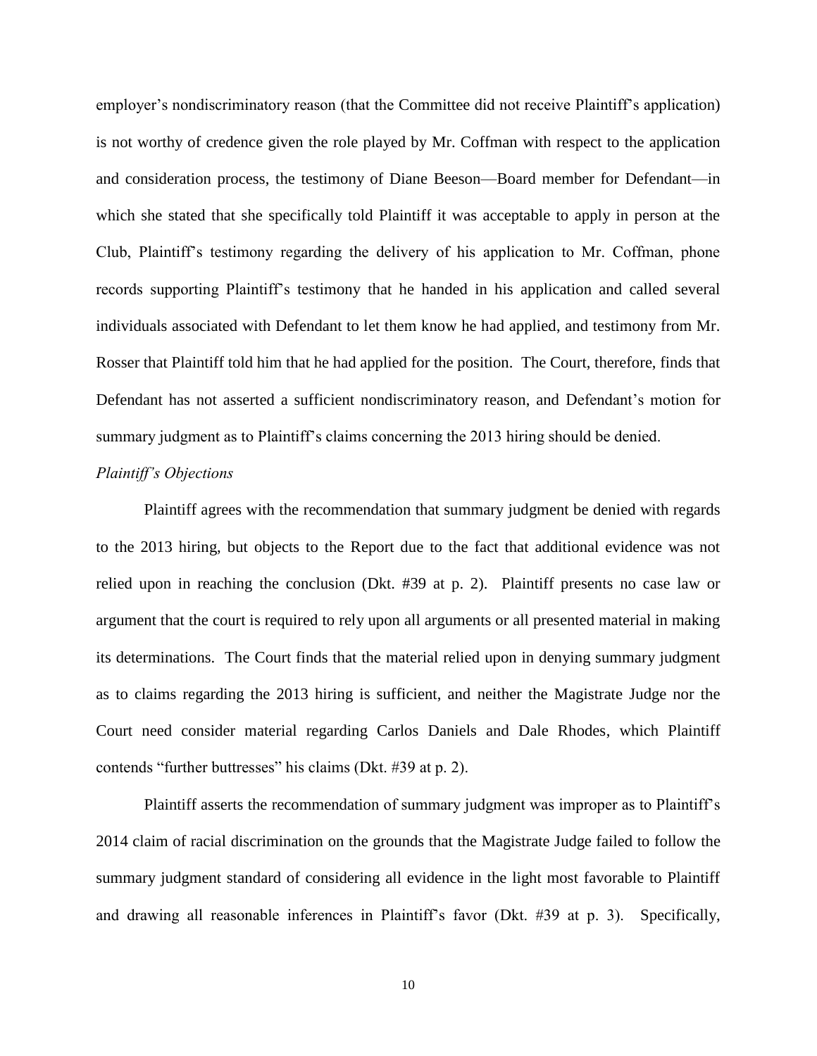employer's nondiscriminatory reason (that the Committee did not receive Plaintiff's application) is not worthy of credence given the role played by Mr. Coffman with respect to the application and consideration process, the testimony of Diane Beeson—Board member for Defendant—in which she stated that she specifically told Plaintiff it was acceptable to apply in person at the Club, Plaintiff's testimony regarding the delivery of his application to Mr. Coffman, phone records supporting Plaintiff's testimony that he handed in his application and called several individuals associated with Defendant to let them know he had applied, and testimony from Mr. Rosser that Plaintiff told him that he had applied for the position. The Court, therefore, finds that Defendant has not asserted a sufficient nondiscriminatory reason, and Defendant's motion for summary judgment as to Plaintiff's claims concerning the 2013 hiring should be denied.

*Plaintiff's Objections*

Plaintiff agrees with the recommendation that summary judgment be denied with regards to the 2013 hiring, but objects to the Report due to the fact that additional evidence was not relied upon in reaching the conclusion (Dkt. #39 at p. 2). Plaintiff presents no case law or argument that the court is required to rely upon all arguments or all presented material in making its determinations. The Court finds that the material relied upon in denying summary judgment as to claims regarding the 2013 hiring is sufficient, and neither the Magistrate Judge nor the Court need consider material regarding Carlos Daniels and Dale Rhodes, which Plaintiff contends "further buttresses" his claims (Dkt. #39 at p. 2).

Plaintiff asserts the recommendation of summary judgment was improper as to Plaintiff's 2014 claim of racial discrimination on the grounds that the Magistrate Judge failed to follow the summary judgment standard of considering all evidence in the light most favorable to Plaintiff and drawing all reasonable inferences in Plaintiff's favor (Dkt. #39 at p. 3). Specifically,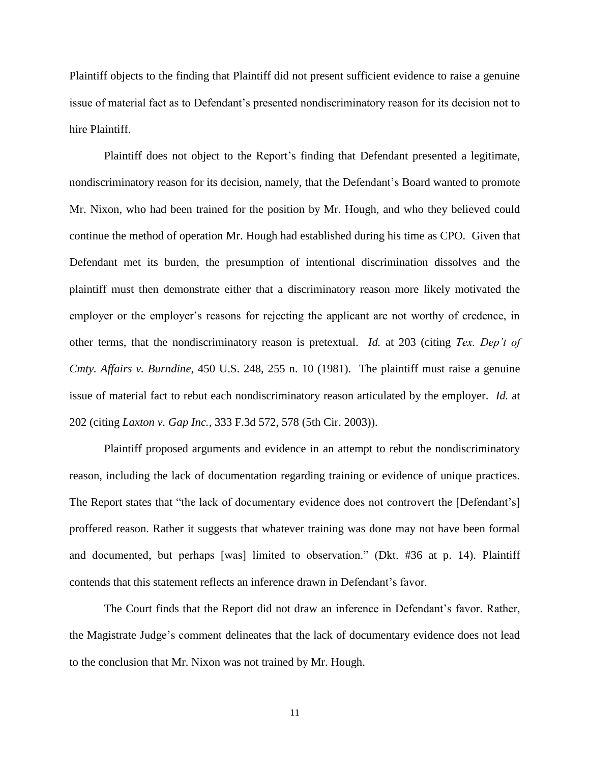Plaintiff objects to the finding that Plaintiff did not present sufficient evidence to raise a genuine issue of material fact as to Defendant's presented nondiscriminatory reason for its decision not to hire Plaintiff.

Plaintiff does not object to the Report's finding that Defendant presented a legitimate, nondiscriminatory reason for its decision, namely, that the Defendant's Board wanted to promote Mr. Nixon, who had been trained for the position by Mr. Hough, and who they believed could continue the method of operation Mr. Hough had established during his time as CPO. Given that Defendant met its burden, the presumption of intentional discrimination dissolves and the plaintiff must then demonstrate either that a discriminatory reason more likely motivated the employer or the employer's reasons for rejecting the applicant are not worthy of credence, in other terms, that the nondiscriminatory reason is pretextual. *Id.* at 203 (citing *Tex. Dep't of Cmty. Affairs v. Burndine*, 450 U.S. 248, 255 n. 10 (1981). The plaintiff must raise a genuine issue of material fact to rebut each nondiscriminatory reason articulated by the employer. *Id.* at 202 (citing *Laxton v. Gap Inc.*, 333 F.3d 572, 578 (5th Cir. 2003)).

Plaintiff proposed arguments and evidence in an attempt to rebut the nondiscriminatory reason, including the lack of documentation regarding training or evidence of unique practices. The Report states that "the lack of documentary evidence does not controvert the [Defendant's] proffered reason. Rather it suggests that whatever training was done may not have been formal and documented, but perhaps [was] limited to observation." (Dkt. #36 at p. 14). Plaintiff contends that this statement reflects an inference drawn in Defendant's favor.

The Court finds that the Report did not draw an inference in Defendant's favor. Rather, the Magistrate Judge's comment delineates that the lack of documentary evidence does not lead to the conclusion that Mr. Nixon was not trained by Mr. Hough.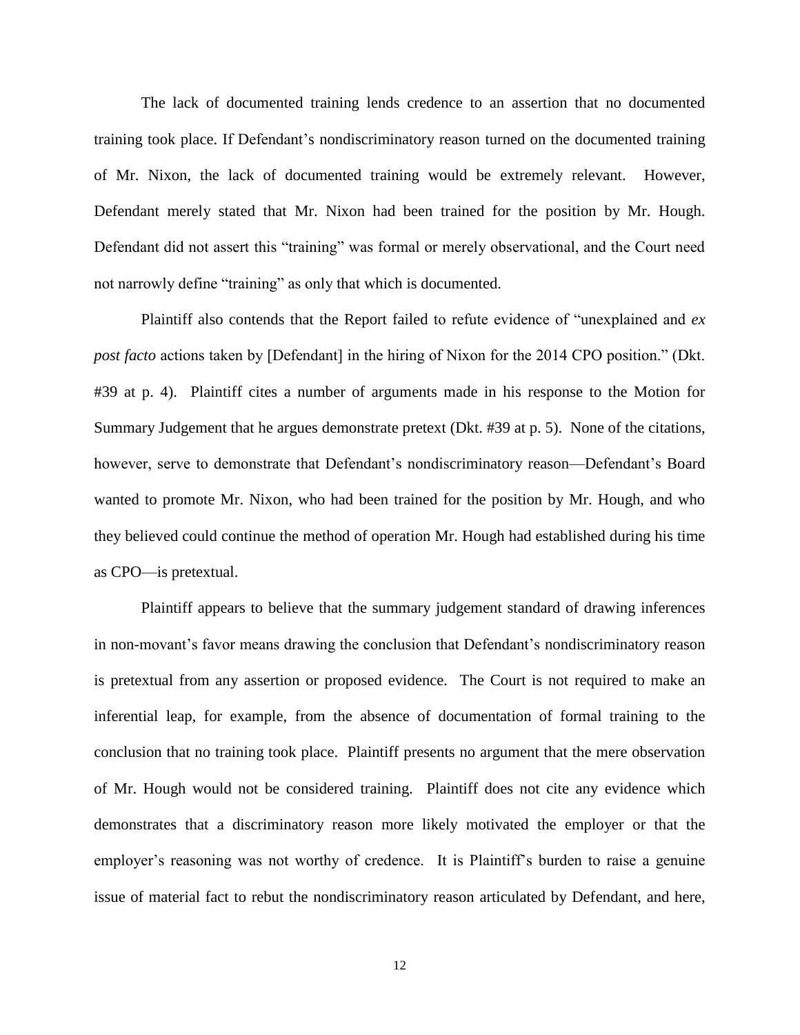The lack of documented training lends credence to an assertion that no documented training took place. If Defendant's nondiscriminatory reason turned on the documented training of Mr. Nixon, the lack of documented training would be extremely relevant. However, Defendant merely stated that Mr. Nixon had been trained for the position by Mr. Hough. Defendant did not assert this "training" was formal or merely observational, and the Court need not narrowly define "training" as only that which is documented.

Plaintiff also contends that the Report failed to refute evidence of "unexplained and *ex post facto* actions taken by [Defendant] in the hiring of Nixon for the 2014 CPO position." (Dkt. #39 at p. 4). Plaintiff cites a number of arguments made in his response to the Motion for Summary Judgement that he argues demonstrate pretext (Dkt. #39 at p. 5). None of the citations, however, serve to demonstrate that Defendant's nondiscriminatory reason—Defendant's Board wanted to promote Mr. Nixon, who had been trained for the position by Mr. Hough, and who they believed could continue the method of operation Mr. Hough had established during his time as CPO—is pretextual.

Plaintiff appears to believe that the summary judgement standard of drawing inferences in non-movant's favor means drawing the conclusion that Defendant's nondiscriminatory reason is pretextual from any assertion or proposed evidence. The Court is not required to make an inferential leap, for example, from the absence of documentation of formal training to the conclusion that no training took place. Plaintiff presents no argument that the mere observation of Mr. Hough would not be considered training. Plaintiff does not cite any evidence which demonstrates that a discriminatory reason more likely motivated the employer or that the employer's reasoning was not worthy of credence. It is Plaintiff's burden to raise a genuine issue of material fact to rebut the nondiscriminatory reason articulated by Defendant, and here,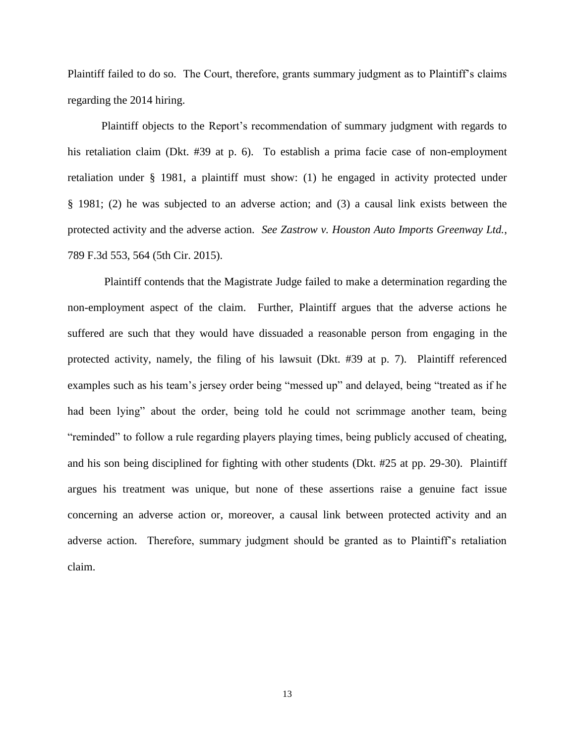Plaintiff failed to do so. The Court, therefore, grants summary judgment as to Plaintiff's claims regarding the 2014 hiring.

Plaintiff objects to the Report's recommendation of summary judgment with regards to his retaliation claim (Dkt. #39 at p. 6). To establish a prima facie case of non-employment retaliation under § 1981, a plaintiff must show: (1) he engaged in activity protected under § 1981; (2) he was subjected to an adverse action; and (3) a causal link exists between the protected activity and the adverse action. *See Zastrow v. Houston Auto Imports Greenway Ltd.*, 789 F.3d 553, 564 (5th Cir. 2015).

Plaintiff contends that the Magistrate Judge failed to make a determination regarding the non-employment aspect of the claim. Further, Plaintiff argues that the adverse actions he suffered are such that they would have dissuaded a reasonable person from engaging in the protected activity, namely, the filing of his lawsuit (Dkt. #39 at p. 7). Plaintiff referenced examples such as his team's jersey order being "messed up" and delayed, being "treated as if he had been lying" about the order, being told he could not scrimmage another team, being "reminded" to follow a rule regarding players playing times, being publicly accused of cheating, and his son being disciplined for fighting with other students (Dkt. #25 at pp. 29-30). Plaintiff argues his treatment was unique, but none of these assertions raise a genuine fact issue concerning an adverse action or, moreover, a causal link between protected activity and an adverse action. Therefore, summary judgment should be granted as to Plaintiff's retaliation claim.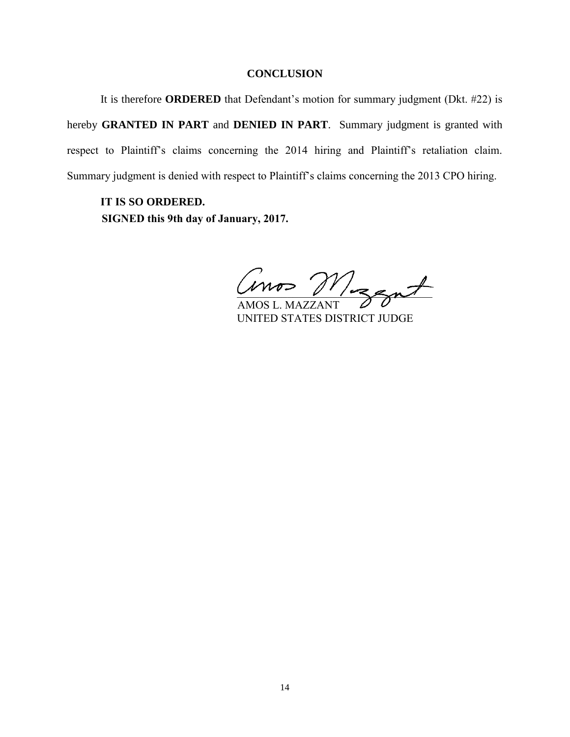## CONCLUSION

It is therefore **ORDERED** that Defendant's motion for summary judgment (Dkt. #22) is hereby **GRANTED IN PART** and **DENIED IN PART**. Summary judgment is granted with respect to Plaintiff's claims concerning the 2014 hiring and Plaintiff's retaliation claim. Summary judgment is denied with respect to Plaintiff's claims concerning the 2013 CPO hiring.

**IT IS SO ORDERED.**

**SIGNED this 9th day of January, 2017.**

AMOS L. MAZZANT
UNITED STATES DISTRICT JUDGE